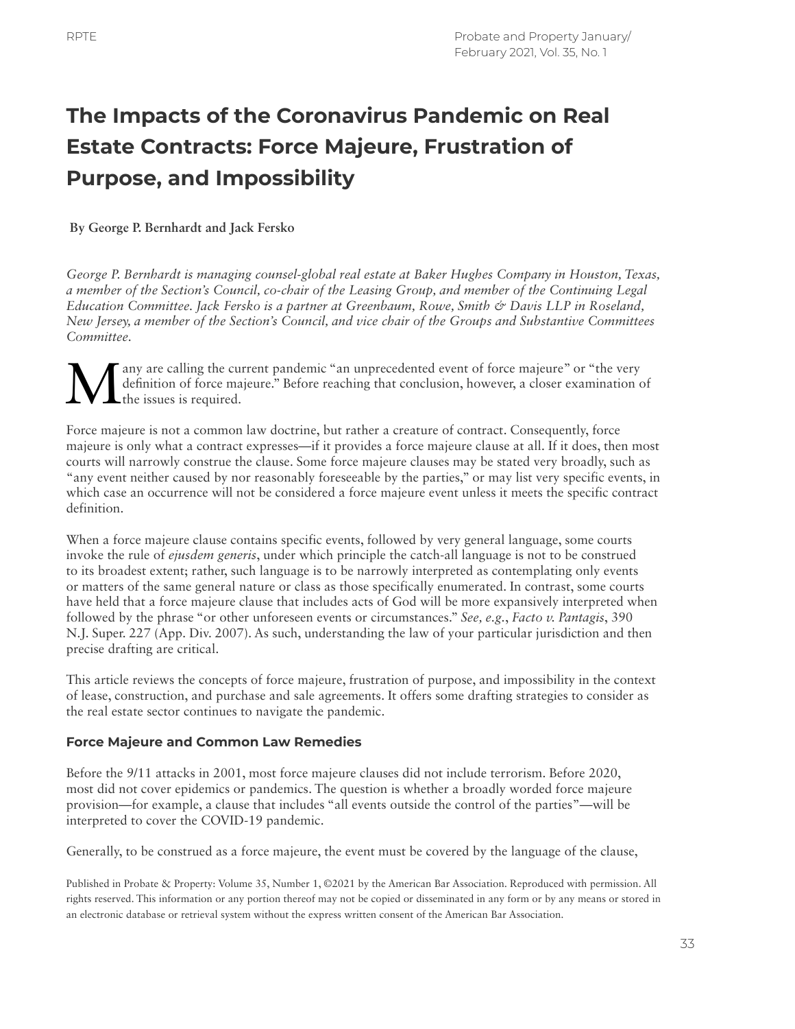# The Impacts of the Coronavirus Pandemic on Real Estate Contracts: Force Majeure, Frustration of Purpose, and Impossibility

**By George P. Bernhardt and Jack Fersko**

*George P. Bernhardt is managing counsel-global real estate at Baker Hughes Company in Houston, Texas, a member of the Section's Council, co-chair of the Leasing Group, and member of the Continuing Legal Education Committee. Jack Fersko is a partner at Greenbaum, Rowe, Smith & Davis LLP in Roseland, New Jersey, a member of the Section's Council, and vice chair of the Groups and Substantive Committees Committee.*

Many are calling the current pandemic "an unprecedented event of force majeure" or "the very definition of force majeure." Before reaching that conclusion, however, a closer examination of the issues is required.

Force majeure is not a common law doctrine, but rather a creature of contract. Consequently, force majeure is only what a contract expresses—if it provides a force majeure clause at all. If it does, then most courts will narrowly construe the clause. Some force majeure clauses may be stated very broadly, such as "any event neither caused by nor reasonably foreseeable by the parties," or may list very specific events, in which case an occurrence will not be considered a force majeure event unless it meets the specific contract definition.

When a force majeure clause contains specific events, followed by very general language, some courts invoke the rule of *ejusdem generis*, under which principle the catch-all language is not to be construed to its broadest extent; rather, such language is to be narrowly interpreted as contemplating only events or matters of the same general nature or class as those specifically enumerated. In contrast, some courts have held that a force majeure clause that includes acts of God will be more expansively interpreted when followed by the phrase "or other unforeseen events or circumstances." *See, e.g.*, *Facto v. Pantagis*, 390 N.J. Super. 227 (App. Div. 2007). As such, understanding the law of your particular jurisdiction and then precise drafting are critical.

This article reviews the concepts of force majeure, frustration of purpose, and impossibility in the context of lease, construction, and purchase and sale agreements. It offers some drafting strategies to consider as the real estate sector continues to navigate the pandemic.

### Force Majeure and Common Law Remedies

Before the 9/11 attacks in 2001, most force majeure clauses did not include terrorism. Before 2020, most did not cover epidemics or pandemics. The question is whether a broadly worded force majeure provision—for example, a clause that includes "all events outside the control of the parties"—will be interpreted to cover the COVID-19 pandemic.

Generally, to be construed as a force majeure, the event must be covered by the language of the clause,

Published in Probate & Property: Volume 35, Number 1, ©2021 by the American Bar Association. Reproduced with permission. All rights reserved. This information or any portion thereof may not be copied or disseminated in any form or by any means or stored in an electronic database or retrieval system without the express written consent of the American Bar Association.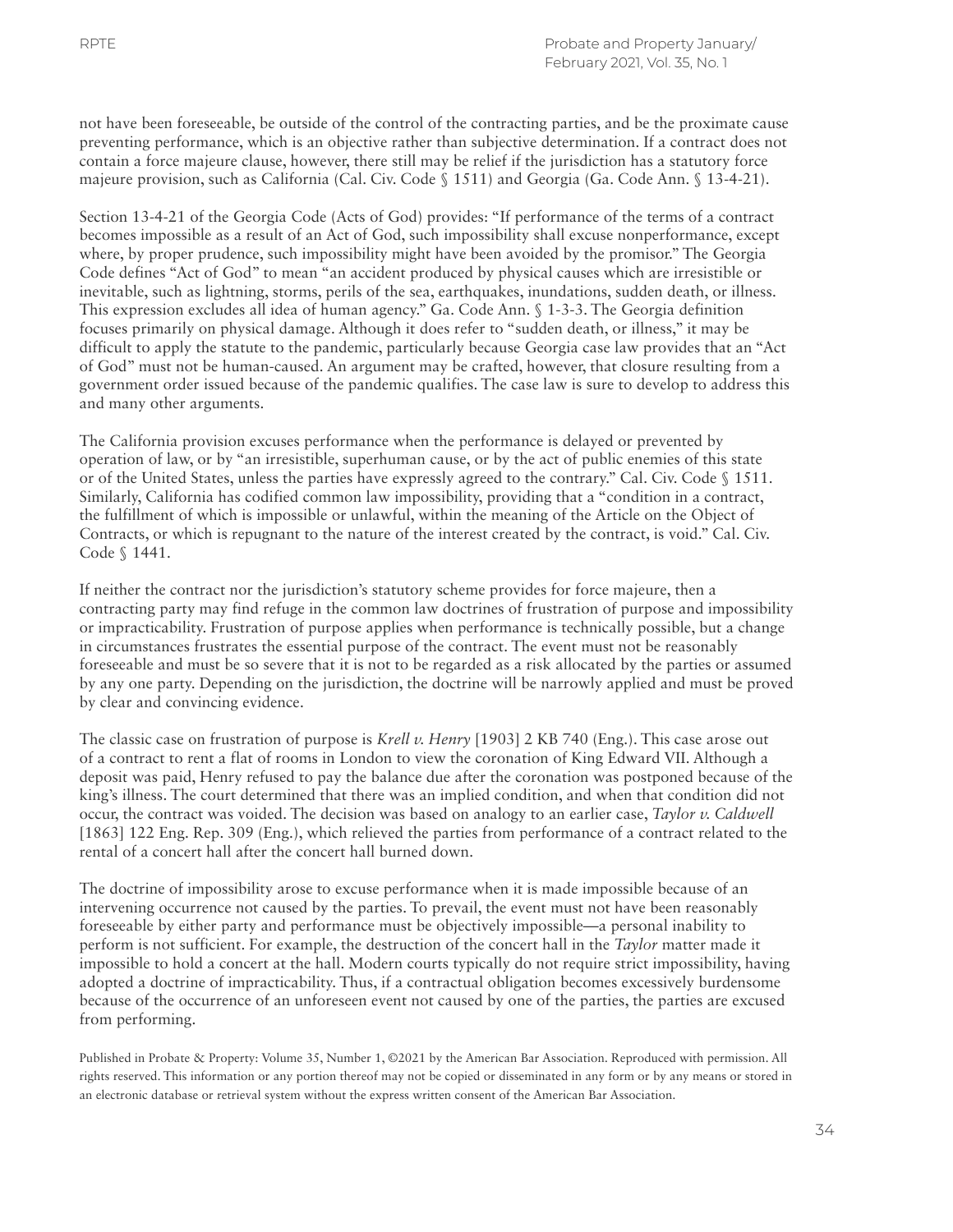not have been foreseeable, be outside of the control of the contracting parties, and be the proximate cause preventing performance, which is an objective rather than subjective determination. If a contract does not contain a force majeure clause, however, there still may be relief if the jurisdiction has a statutory force majeure provision, such as California (Cal. Civ. Code § 1511) and Georgia (Ga. Code Ann. § 13-4-21).

Section 13-4-21 of the Georgia Code (Acts of God) provides: "If performance of the terms of a contract becomes impossible as a result of an Act of God, such impossibility shall excuse nonperformance, except where, by proper prudence, such impossibility might have been avoided by the promisor." The Georgia Code defines "Act of God" to mean "an accident produced by physical causes which are irresistible or inevitable, such as lightning, storms, perils of the sea, earthquakes, inundations, sudden death, or illness. This expression excludes all idea of human agency." Ga. Code Ann. § 1-3-3. The Georgia definition focuses primarily on physical damage. Although it does refer to "sudden death, or illness," it may be difficult to apply the statute to the pandemic, particularly because Georgia case law provides that an "Act of God" must not be human-caused. An argument may be crafted, however, that closure resulting from a government order issued because of the pandemic qualifies. The case law is sure to develop to address this and many other arguments.

The California provision excuses performance when the performance is delayed or prevented by operation of law, or by "an irresistible, superhuman cause, or by the act of public enemies of this state or of the United States, unless the parties have expressly agreed to the contrary." Cal. Civ. Code § 1511. Similarly, California has codified common law impossibility, providing that a "condition in a contract, the fulfillment of which is impossible or unlawful, within the meaning of the Article on the Object of Contracts, or which is repugnant to the nature of the interest created by the contract, is void." Cal. Civ. Code § 1441.

If neither the contract nor the jurisdiction's statutory scheme provides for force majeure, then a contracting party may find refuge in the common law doctrines of frustration of purpose and impossibility or impracticability. Frustration of purpose applies when performance is technically possible, but a change in circumstances frustrates the essential purpose of the contract. The event must not be reasonably foreseeable and must be so severe that it is not to be regarded as a risk allocated by the parties or assumed by any one party. Depending on the jurisdiction, the doctrine will be narrowly applied and must be proved by clear and convincing evidence.

The classic case on frustration of purpose is *Krell v. Henry* [1903] 2 KB 740 (Eng.). This case arose out of a contract to rent a flat of rooms in London to view the coronation of King Edward VII. Although a deposit was paid, Henry refused to pay the balance due after the coronation was postponed because of the king's illness. The court determined that there was an implied condition, and when that condition did not occur, the contract was voided. The decision was based on analogy to an earlier case, *Taylor v. Caldwell* [1863] 122 Eng. Rep. 309 (Eng.), which relieved the parties from performance of a contract related to the rental of a concert hall after the concert hall burned down.

The doctrine of impossibility arose to excuse performance when it is made impossible because of an intervening occurrence not caused by the parties. To prevail, the event must not have been reasonably foreseeable by either party and performance must be objectively impossible—a personal inability to perform is not sufficient. For example, the destruction of the concert hall in the *Taylor* matter made it impossible to hold a concert at the hall. Modern courts typically do not require strict impossibility, having adopted a doctrine of impracticability. Thus, if a contractual obligation becomes excessively burdensome because of the occurrence of an unforeseen event not caused by one of the parties, the parties are excused from performing.

Published in Probate & Property: Volume 35, Number 1, ©2021 by the American Bar Association. Reproduced with permission. All rights reserved. This information or any portion thereof may not be copied or disseminated in any form or by any means or stored in an electronic database or retrieval system without the express written consent of the American Bar Association.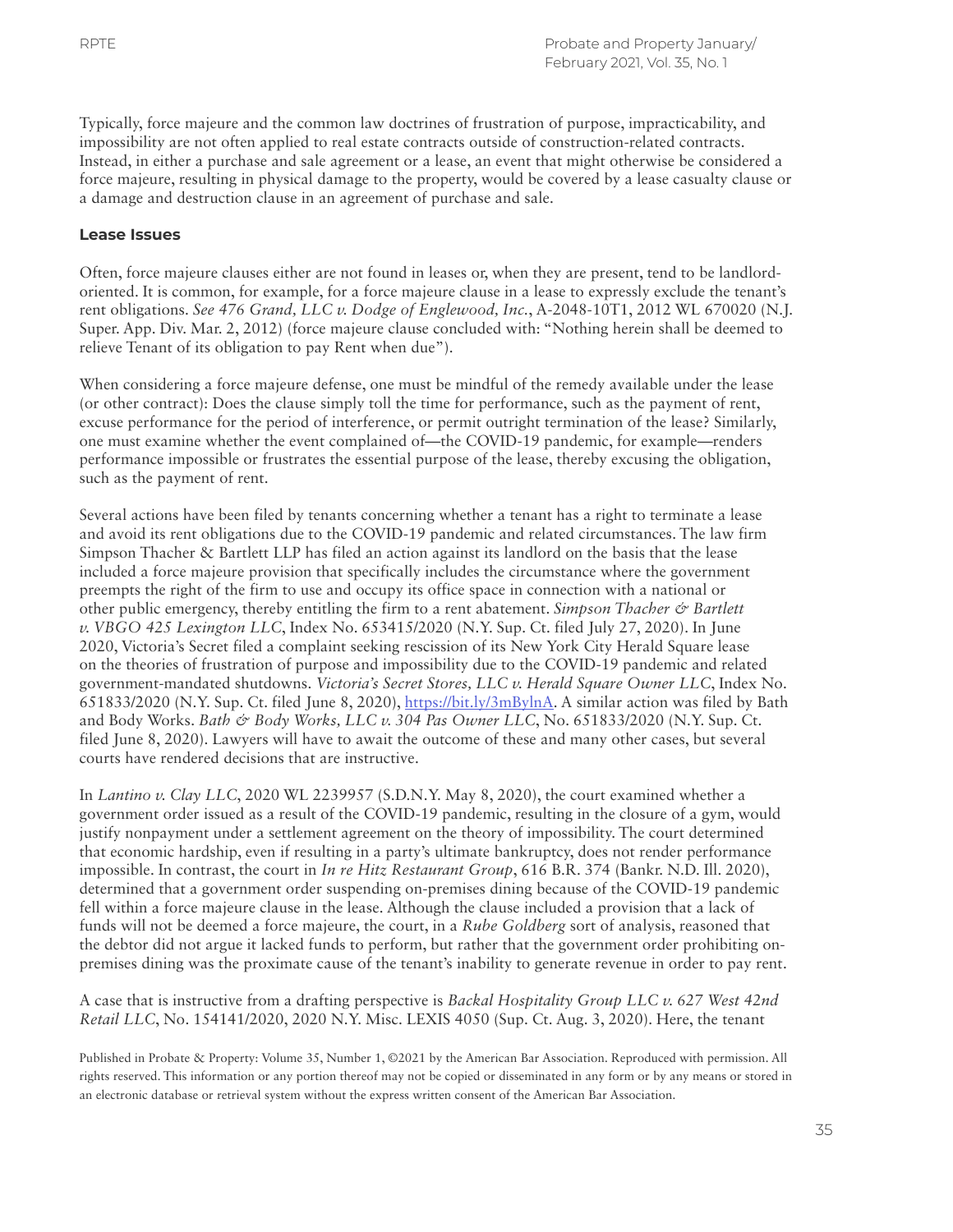Typically, force majeure and the common law doctrines of frustration of purpose, impracticability, and impossibility are not often applied to real estate contracts outside of construction-related contracts. Instead, in either a purchase and sale agreement or a lease, an event that might otherwise be considered a force majeure, resulting in physical damage to the property, would be covered by a lease casualty clause or a damage and destruction clause in an agreement of purchase and sale.

### Lease Issues

Often, force majeure clauses either are not found in leases or, when they are present, tend to be landlord-oriented. It is common, for example, for a force majeure clause in a lease to expressly exclude the tenant's rent obligations. *See 476 Grand, LLC v. Dodge of Englewood, Inc.*, A-2048-10T1, 2012 WL 670020 (N.J. Super. App. Div. Mar. 2, 2012) (force majeure clause concluded with: "Nothing herein shall be deemed to relieve Tenant of its obligation to pay Rent when due").

When considering a force majeure defense, one must be mindful of the remedy available under the lease (or other contract): Does the clause simply toll the time for performance, such as the payment of rent, excuse performance for the period of interference, or permit outright termination of the lease? Similarly, one must examine whether the event complained of—the COVID-19 pandemic, for example—renders performance impossible or frustrates the essential purpose of the lease, thereby excusing the obligation, such as the payment of rent.

Several actions have been filed by tenants concerning whether a tenant has a right to terminate a lease and avoid its rent obligations due to the COVID-19 pandemic and related circumstances. The law firm Simpson Thacher & Bartlett LLP has filed an action against its landlord on the basis that the lease included a force majeure provision that specifically includes the circumstance where the government preempts the right of the firm to use and occupy its office space in connection with a national or other public emergency, thereby entitling the firm to a rent abatement. *Simpson Thacher & Bartlett v. VBGO 425 Lexington LLC*, Index No. 653415/2020 (N.Y. Sup. Ct. filed July 27, 2020). In June 2020, Victoria's Secret filed a complaint seeking rescission of its New York City Herald Square lease on the theories of frustration of purpose and impossibility due to the COVID-19 pandemic and related government-mandated shutdowns. *Victoria's Secret Stores, LLC v. Herald Square Owner LLC*, Index No. 651833/2020 (N.Y. Sup. Ct. filed June 8, 2020), https://bit.ly/3mBylnA. A similar action was filed by Bath and Body Works. *Bath & Body Works, LLC v. 304 Pas Owner LLC*, No. 651833/2020 (N.Y. Sup. Ct. filed June 8, 2020). Lawyers will have to await the outcome of these and many other cases, but several courts have rendered decisions that are instructive.

In *Lantino v. Clay LLC*, 2020 WL 2239957 (S.D.N.Y. May 8, 2020), the court examined whether a government order issued as a result of the COVID-19 pandemic, resulting in the closure of a gym, would justify nonpayment under a settlement agreement on the theory of impossibility. The court determined that economic hardship, even if resulting in a party's ultimate bankruptcy, does not render performance impossible. In contrast, the court in *In re Hitz Restaurant Group*, 616 B.R. 374 (Bankr. N.D. Ill. 2020), determined that a government order suspending on-premises dining because of the COVID-19 pandemic fell within a force majeure clause in the lease. Although the clause included a provision that a lack of funds will not be deemed a force majeure, the court, in a *Rube Goldberg* sort of analysis, reasoned that the debtor did not argue it lacked funds to perform, but rather that the government order prohibiting on-premises dining was the proximate cause of the tenant's inability to generate revenue in order to pay rent.

A case that is instructive from a drafting perspective is *Backal Hospitality Group LLC v. 627 West 42nd Retail LLC*, No. 154141/2020, 2020 N.Y. Misc. LEXIS 4050 (Sup. Ct. Aug. 3, 2020). Here, the tenant

Published in Probate & Property: Volume 35, Number 1, ©2021 by the American Bar Association. Reproduced with permission. All rights reserved. This information or any portion thereof may not be copied or disseminated in any form or by any means or stored in an electronic database or retrieval system without the express written consent of the American Bar Association.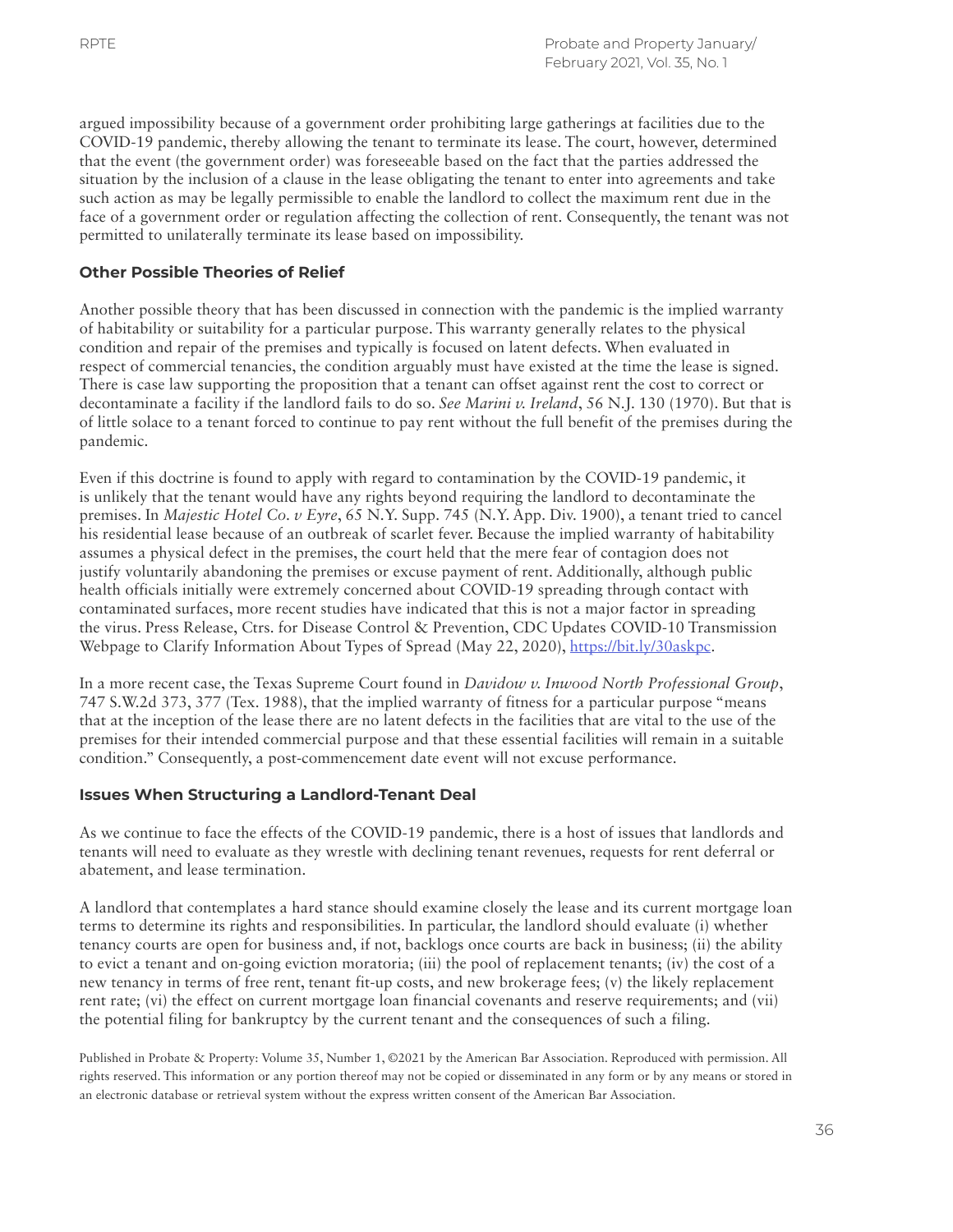argued impossibility because of a government order prohibiting large gatherings at facilities due to the COVID-19 pandemic, thereby allowing the tenant to terminate its lease. The court, however, determined that the event (the government order) was foreseeable based on the fact that the parties addressed the situation by the inclusion of a clause in the lease obligating the tenant to enter into agreements and take such action as may be legally permissible to enable the landlord to collect the maximum rent due in the face of a government order or regulation affecting the collection of rent. Consequently, the tenant was not permitted to unilaterally terminate its lease based on impossibility.

### Other Possible Theories of Relief

Another possible theory that has been discussed in connection with the pandemic is the implied warranty of habitability or suitability for a particular purpose. This warranty generally relates to the physical condition and repair of the premises and typically is focused on latent defects. When evaluated in respect of commercial tenancies, the condition arguably must have existed at the time the lease is signed. There is case law supporting the proposition that a tenant can offset against rent the cost to correct or decontaminate a facility if the landlord fails to do so. *See Marini v. Ireland*, 56 N.J. 130 (1970). But that is of little solace to a tenant forced to continue to pay rent without the full benefit of the premises during the pandemic.

Even if this doctrine is found to apply with regard to contamination by the COVID-19 pandemic, it is unlikely that the tenant would have any rights beyond requiring the landlord to decontaminate the premises. In *Majestic Hotel Co. v Eyre*, 65 N.Y. Supp. 745 (N.Y. App. Div. 1900), a tenant tried to cancel his residential lease because of an outbreak of scarlet fever. Because the implied warranty of habitability assumes a physical defect in the premises, the court held that the mere fear of contagion does not justify voluntarily abandoning the premises or excuse payment of rent. Additionally, although public health officials initially were extremely concerned about COVID-19 spreading through contact with contaminated surfaces, more recent studies have indicated that this is not a major factor in spreading the virus. Press Release, Ctrs. for Disease Control & Prevention, CDC Updates COVID-10 Transmission Webpage to Clarify Information About Types of Spread (May 22, 2020), https://bit.ly/30askpc.

In a more recent case, the Texas Supreme Court found in *Davidow v. Inwood North Professional Group*, 747 S.W.2d 373, 377 (Tex. 1988), that the implied warranty of fitness for a particular purpose "means that at the inception of the lease there are no latent defects in the facilities that are vital to the use of the premises for their intended commercial purpose and that these essential facilities will remain in a suitable condition." Consequently, a post-commencement date event will not excuse performance.

### Issues When Structuring a Landlord-Tenant Deal

As we continue to face the effects of the COVID-19 pandemic, there is a host of issues that landlords and tenants will need to evaluate as they wrestle with declining tenant revenues, requests for rent deferral or abatement, and lease termination.

A landlord that contemplates a hard stance should examine closely the lease and its current mortgage loan terms to determine its rights and responsibilities. In particular, the landlord should evaluate (i) whether tenancy courts are open for business and, if not, backlogs once courts are back in business; (ii) the ability to evict a tenant and on-going eviction moratoria; (iii) the pool of replacement tenants; (iv) the cost of a new tenancy in terms of free rent, tenant fit-up costs, and new brokerage fees; (v) the likely replacement rent rate; (vi) the effect on current mortgage loan financial covenants and reserve requirements; and (vii) the potential filing for bankruptcy by the current tenant and the consequences of such a filing.

Published in Probate & Property: Volume 35, Number 1, ©2021 by the American Bar Association. Reproduced with permission. All rights reserved. This information or any portion thereof may not be copied or disseminated in any form or by any means or stored in an electronic database or retrieval system without the express written consent of the American Bar Association.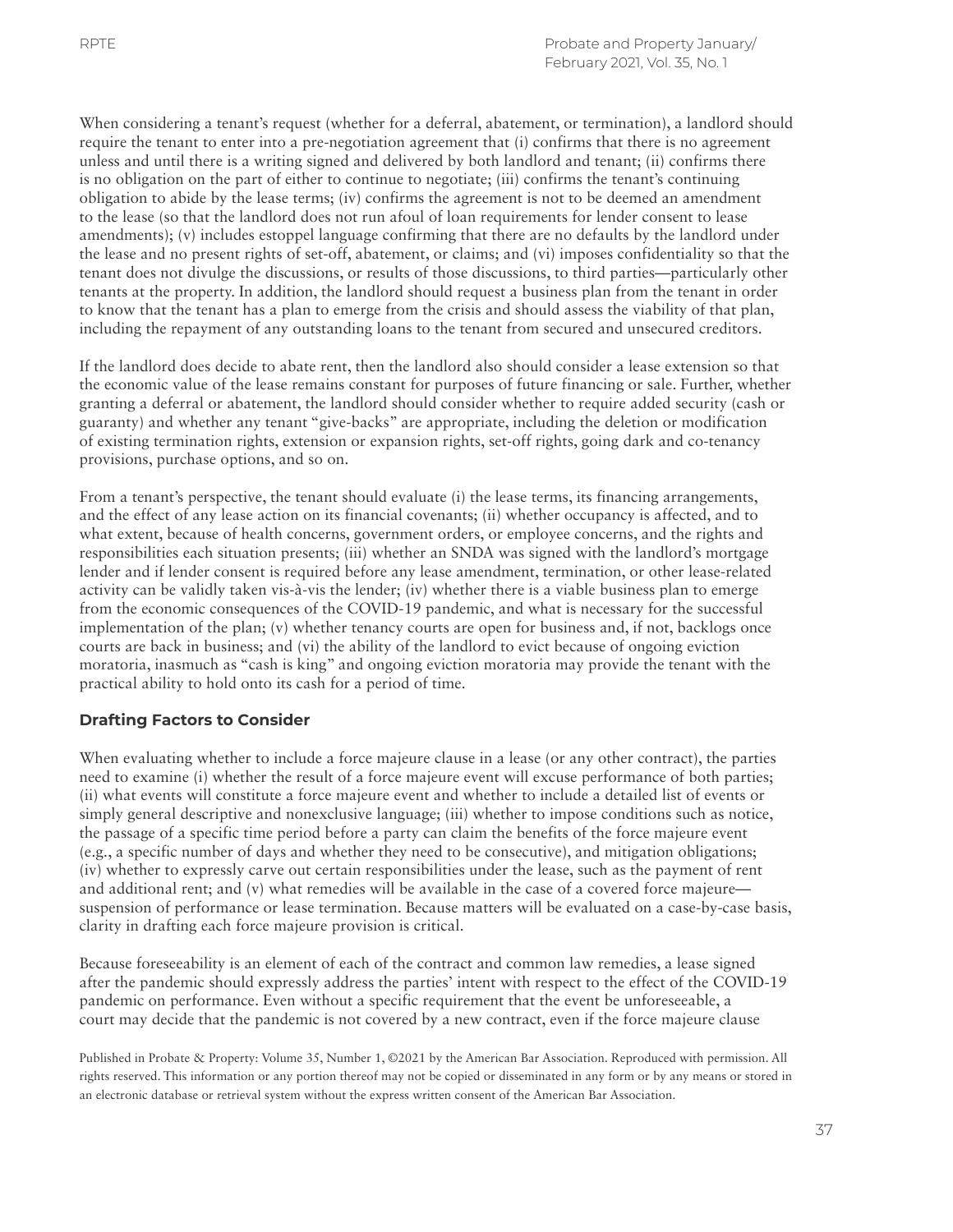When considering a tenant's request (whether for a deferral, abatement, or termination), a landlord should require the tenant to enter into a pre-negotiation agreement that (i) confirms that there is no agreement unless and until there is a writing signed and delivered by both landlord and tenant; (ii) confirms there is no obligation on the part of either to continue to negotiate; (iii) confirms the tenant's continuing obligation to abide by the lease terms; (iv) confirms the agreement is not to be deemed an amendment to the lease (so that the landlord does not run afoul of loan requirements for lender consent to lease amendments); (v) includes estoppel language confirming that there are no defaults by the landlord under the lease and no present rights of set-off, abatement, or claims; and (vi) imposes confidentiality so that the tenant does not divulge the discussions, or results of those discussions, to third parties—particularly other tenants at the property. In addition, the landlord should request a business plan from the tenant in order to know that the tenant has a plan to emerge from the crisis and should assess the viability of that plan, including the repayment of any outstanding loans to the tenant from secured and unsecured creditors.

If the landlord does decide to abate rent, then the landlord also should consider a lease extension so that the economic value of the lease remains constant for purposes of future financing or sale. Further, whether granting a deferral or abatement, the landlord should consider whether to require added security (cash or guaranty) and whether any tenant "give-backs" are appropriate, including the deletion or modification of existing termination rights, extension or expansion rights, set-off rights, going dark and co-tenancy provisions, purchase options, and so on.

From a tenant's perspective, the tenant should evaluate (i) the lease terms, its financing arrangements, and the effect of any lease action on its financial covenants; (ii) whether occupancy is affected, and to what extent, because of health concerns, government orders, or employee concerns, and the rights and responsibilities each situation presents; (iii) whether an SNDA was signed with the landlord's mortgage lender and if lender consent is required before any lease amendment, termination, or other lease-related activity can be validly taken vis-à-vis the lender; (iv) whether there is a viable business plan to emerge from the economic consequences of the COVID-19 pandemic, and what is necessary for the successful implementation of the plan; (v) whether tenancy courts are open for business and, if not, backlogs once courts are back in business; and (vi) the ability of the landlord to evict because of ongoing eviction moratoria, inasmuch as "cash is king" and ongoing eviction moratoria may provide the tenant with the practical ability to hold onto its cash for a period of time.

### Drafting Factors to Consider

When evaluating whether to include a force majeure clause in a lease (or any other contract), the parties need to examine (i) whether the result of a force majeure event will excuse performance of both parties; (ii) what events will constitute a force majeure event and whether to include a detailed list of events or simply general descriptive and nonexclusive language; (iii) whether to impose conditions such as notice, the passage of a specific time period before a party can claim the benefits of the force majeure event (e.g., a specific number of days and whether they need to be consecutive), and mitigation obligations; (iv) whether to expressly carve out certain responsibilities under the lease, such as the payment of rent and additional rent; and (v) what remedies will be available in the case of a covered force majeure—suspension of performance or lease termination. Because matters will be evaluated on a case-by-case basis, clarity in drafting each force majeure provision is critical.

Because foreseeability is an element of each of the contract and common law remedies, a lease signed after the pandemic should expressly address the parties' intent with respect to the effect of the COVID-19 pandemic on performance. Even without a specific requirement that the event be unforeseeable, a court may decide that the pandemic is not covered by a new contract, even if the force majeure clause

Published in Probate & Property: Volume 35, Number 1, ©2021 by the American Bar Association. Reproduced with permission. All rights reserved. This information or any portion thereof may not be copied or disseminated in any form or by any means or stored in an electronic database or retrieval system without the express written consent of the American Bar Association.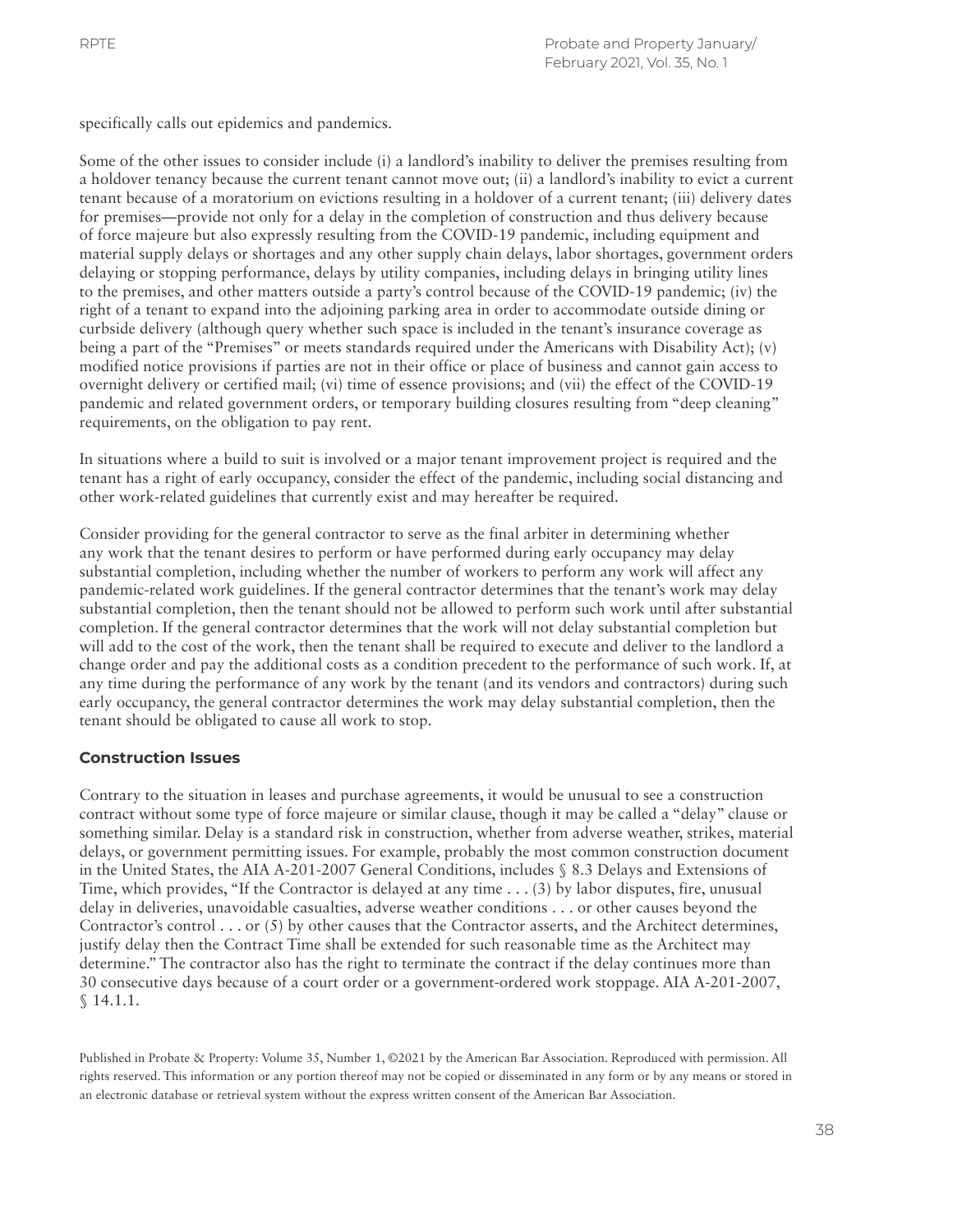specifically calls out epidemics and pandemics.

Some of the other issues to consider include (i) a landlord's inability to deliver the premises resulting from a holdover tenancy because the current tenant cannot move out; (ii) a landlord's inability to evict a current tenant because of a moratorium on evictions resulting in a holdover of a current tenant; (iii) delivery dates for premises—provide not only for a delay in the completion of construction and thus delivery because of force majeure but also expressly resulting from the COVID-19 pandemic, including equipment and material supply delays or shortages and any other supply chain delays, labor shortages, government orders delaying or stopping performance, delays by utility companies, including delays in bringing utility lines to the premises, and other matters outside a party's control because of the COVID-19 pandemic; (iv) the right of a tenant to expand into the adjoining parking area in order to accommodate outside dining or curbside delivery (although query whether such space is included in the tenant's insurance coverage as being a part of the "Premises" or meets standards required under the Americans with Disability Act); (v) modified notice provisions if parties are not in their office or place of business and cannot gain access to overnight delivery or certified mail; (vi) time of essence provisions; and (vii) the effect of the COVID-19 pandemic and related government orders, or temporary building closures resulting from "deep cleaning" requirements, on the obligation to pay rent.

In situations where a build to suit is involved or a major tenant improvement project is required and the tenant has a right of early occupancy, consider the effect of the pandemic, including social distancing and other work-related guidelines that currently exist and may hereafter be required.

Consider providing for the general contractor to serve as the final arbiter in determining whether any work that the tenant desires to perform or have performed during early occupancy may delay substantial completion, including whether the number of workers to perform any work will affect any pandemic-related work guidelines. If the general contractor determines that the tenant's work may delay substantial completion, then the tenant should not be allowed to perform such work until after substantial completion. If the general contractor determines that the work will not delay substantial completion but will add to the cost of the work, then the tenant shall be required to execute and deliver to the landlord a change order and pay the additional costs as a condition precedent to the performance of such work. If, at any time during the performance of any work by the tenant (and its vendors and contractors) during such early occupancy, the general contractor determines the work may delay substantial completion, then the tenant should be obligated to cause all work to stop.

## Construction Issues

Contrary to the situation in leases and purchase agreements, it would be unusual to see a construction contract without some type of force majeure or similar clause, though it may be called a "delay" clause or something similar. Delay is a standard risk in construction, whether from adverse weather, strikes, material delays, or government permitting issues. For example, probably the most common construction document in the United States, the AIA A-201-2007 General Conditions, includes § 8.3 Delays and Extensions of Time, which provides, "If the Contractor is delayed at any time . . . (3) by labor disputes, fire, unusual delay in deliveries, unavoidable casualties, adverse weather conditions . . . or other causes beyond the Contractor's control . . . or (5) by other causes that the Contractor asserts, and the Architect determines, justify delay then the Contract Time shall be extended for such reasonable time as the Architect may determine." The contractor also has the right to terminate the contract if the delay continues more than 30 consecutive days because of a court order or a government-ordered work stoppage. AIA A-201-2007, § 14.1.1.

Published in Probate & Property: Volume 35, Number 1, ©2021 by the American Bar Association. Reproduced with permission. All rights reserved. This information or any portion thereof may not be copied or disseminated in any form or by any means or stored in an electronic database or retrieval system without the express written consent of the American Bar Association.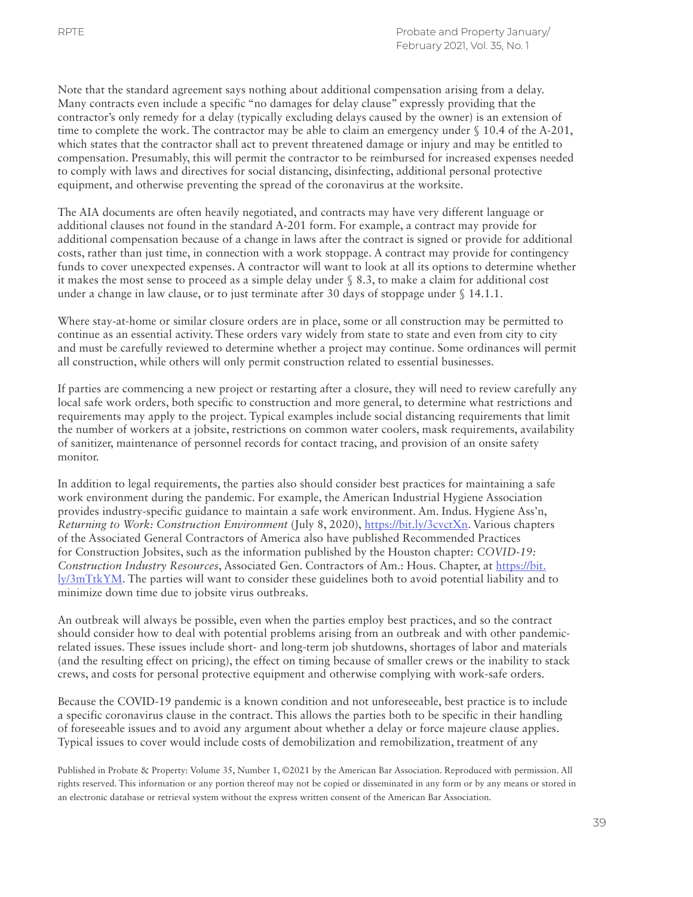Note that the standard agreement says nothing about additional compensation arising from a delay. Many contracts even include a specific "no damages for delay clause" expressly providing that the contractor's only remedy for a delay (typically excluding delays caused by the owner) is an extension of time to complete the work. The contractor may be able to claim an emergency under § 10.4 of the A-201, which states that the contractor shall act to prevent threatened damage or injury and may be entitled to compensation. Presumably, this will permit the contractor to be reimbursed for increased expenses needed to comply with laws and directives for social distancing, disinfecting, additional personal protective equipment, and otherwise preventing the spread of the coronavirus at the worksite.

The AIA documents are often heavily negotiated, and contracts may have very different language or additional clauses not found in the standard A-201 form. For example, a contract may provide for additional compensation because of a change in laws after the contract is signed or provide for additional costs, rather than just time, in connection with a work stoppage. A contract may provide for contingency funds to cover unexpected expenses. A contractor will want to look at all its options to determine whether it makes the most sense to proceed as a simple delay under § 8.3, to make a claim for additional cost under a change in law clause, or to just terminate after 30 days of stoppage under § 14.1.1.

Where stay-at-home or similar closure orders are in place, some or all construction may be permitted to continue as an essential activity. These orders vary widely from state to state and even from city to city and must be carefully reviewed to determine whether a project may continue. Some ordinances will permit all construction, while others will only permit construction related to essential businesses.

If parties are commencing a new project or restarting after a closure, they will need to review carefully any local safe work orders, both specific to construction and more general, to determine what restrictions and requirements may apply to the project. Typical examples include social distancing requirements that limit the number of workers at a jobsite, restrictions on common water coolers, mask requirements, availability of sanitizer, maintenance of personnel records for contact tracing, and provision of an onsite safety monitor.

In addition to legal requirements, the parties also should consider best practices for maintaining a safe work environment during the pandemic. For example, the American Industrial Hygiene Association provides industry-specific guidance to maintain a safe work environment. Am. Indus. Hygiene Ass'n, *Returning to Work: Construction Environment* (July 8, 2020), https://bit.ly/3cvctXn. Various chapters of the Associated General Contractors of America also have published Recommended Practices for Construction Jobsites, such as the information published by the Houston chapter: *COVID-19: Construction Industry Resources*, Associated Gen. Contractors of Am.: Hous. Chapter, at https://bit.ly/3mTtkYM. The parties will want to consider these guidelines both to avoid potential liability and to minimize down time due to jobsite virus outbreaks.

An outbreak will always be possible, even when the parties employ best practices, and so the contract should consider how to deal with potential problems arising from an outbreak and with other pandemic-related issues. These issues include short- and long-term job shutdowns, shortages of labor and materials (and the resulting effect on pricing), the effect on timing because of smaller crews or the inability to stack crews, and costs for personal protective equipment and otherwise complying with work-safe orders.

Because the COVID-19 pandemic is a known condition and not unforeseeable, best practice is to include a specific coronavirus clause in the contract. This allows the parties both to be specific in their handling of foreseeable issues and to avoid any argument about whether a delay or force majeure clause applies. Typical issues to cover would include costs of demobilization and remobilization, treatment of any

Published in Probate & Property: Volume 35, Number 1, ©2021 by the American Bar Association. Reproduced with permission. All rights reserved. This information or any portion thereof may not be copied or disseminated in any form or by any means or stored in an electronic database or retrieval system without the express written consent of the American Bar Association.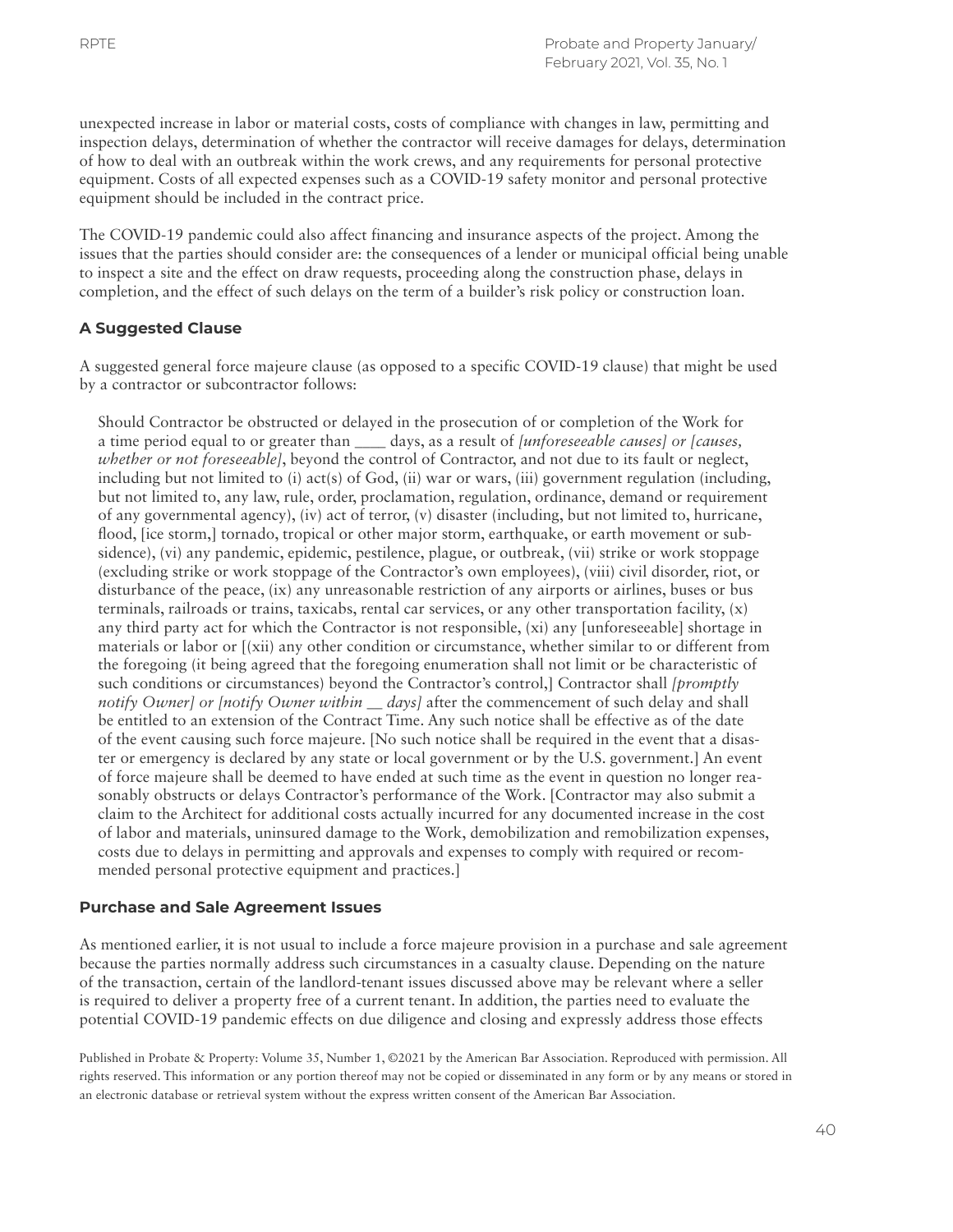unexpected increase in labor or material costs, costs of compliance with changes in law, permitting and inspection delays, determination of whether the contractor will receive damages for delays, determination of how to deal with an outbreak within the work crews, and any requirements for personal protective equipment. Costs of all expected expenses such as a COVID-19 safety monitor and personal protective equipment should be included in the contract price.

The COVID-19 pandemic could also affect financing and insurance aspects of the project. Among the issues that the parties should consider are: the consequences of a lender or municipal official being unable to inspect a site and the effect on draw requests, proceeding along the construction phase, delays in completion, and the effect of such delays on the term of a builder's risk policy or construction loan.

### A Suggested Clause

A suggested general force majeure clause (as opposed to a specific COVID-19 clause) that might be used by a contractor or subcontractor follows:

> Should Contractor be obstructed or delayed in the prosecution of or completion of the Work for a time period equal to or greater than ____ days, as a result of *[unforeseeable causes] or [causes, whether or not foreseeable]*, beyond the control of Contractor, and not due to its fault or neglect, including but not limited to (i) act(s) of God, (ii) war or wars, (iii) government regulation (including, but not limited to, any law, rule, order, proclamation, regulation, ordinance, demand or requirement of any governmental agency), (iv) act of terror, (v) disaster (including, but not limited to, hurricane, flood, [ice storm,] tornado, tropical or other major storm, earthquake, or earth movement or subsidence), (vi) any pandemic, epidemic, pestilence, plague, or outbreak, (vii) strike or work stoppage (excluding strike or work stoppage of the Contractor's own employees), (viii) civil disorder, riot, or disturbance of the peace, (ix) any unreasonable restriction of any airports or airlines, buses or bus terminals, railroads or trains, taxicabs, rental car services, or any other transportation facility, (x) any third party act for which the Contractor is not responsible, (xi) any [unforeseeable] shortage in materials or labor or [(xii) any other condition or circumstance, whether similar to or different from the foregoing (it being agreed that the foregoing enumeration shall not limit or be characteristic of such conditions or circumstances) beyond the Contractor's control,] Contractor shall *[promptly notify Owner] or [notify Owner within __ days]* after the commencement of such delay and shall be entitled to an extension of the Contract Time. Any such notice shall be effective as of the date of the event causing such force majeure. [No such notice shall be required in the event that a disaster or emergency is declared by any state or local government or by the U.S. government.] An event of force majeure shall be deemed to have ended at such time as the event in question no longer reasonably obstructs or delays Contractor's performance of the Work. [Contractor may also submit a claim to the Architect for additional costs actually incurred for any documented increase in the cost of labor and materials, uninsured damage to the Work, demobilization and remobilization expenses, costs due to delays in permitting and approvals and expenses to comply with required or recommended personal protective equipment and practices.]

### Purchase and Sale Agreement Issues

As mentioned earlier, it is not usual to include a force majeure provision in a purchase and sale agreement because the parties normally address such circumstances in a casualty clause. Depending on the nature of the transaction, certain of the landlord-tenant issues discussed above may be relevant where a seller is required to deliver a property free of a current tenant. In addition, the parties need to evaluate the potential COVID-19 pandemic effects on due diligence and closing and expressly address those effects

Published in Probate & Property: Volume 35, Number 1, ©2021 by the American Bar Association. Reproduced with permission. All rights reserved. This information or any portion thereof may not be copied or disseminated in any form or by any means or stored in an electronic database or retrieval system without the express written consent of the American Bar Association.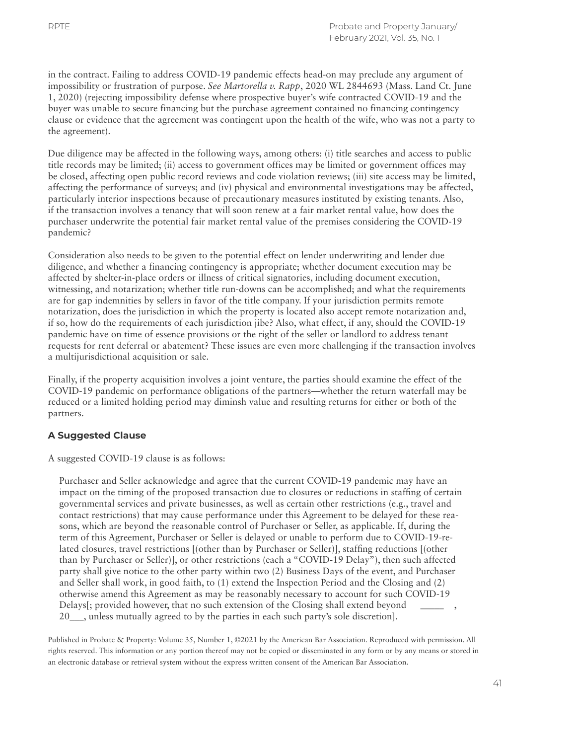in the contract. Failing to address COVID-19 pandemic effects head-on may preclude any argument of impossibility or frustration of purpose. *See Martorella v. Rapp*, 2020 WL 2844693 (Mass. Land Ct. June 1, 2020) (rejecting impossibility defense where prospective buyer's wife contracted COVID-19 and the buyer was unable to secure financing but the purchase agreement contained no financing contingency clause or evidence that the agreement was contingent upon the health of the wife, who was not a party to the agreement).

Due diligence may be affected in the following ways, among others: (i) title searches and access to public title records may be limited; (ii) access to government offices may be limited or government offices may be closed, affecting open public record reviews and code violation reviews; (iii) site access may be limited, affecting the performance of surveys; and (iv) physical and environmental investigations may be affected, particularly interior inspections because of precautionary measures instituted by existing tenants. Also, if the transaction involves a tenancy that will soon renew at a fair market rental value, how does the purchaser underwrite the potential fair market rental value of the premises considering the COVID-19 pandemic?

Consideration also needs to be given to the potential effect on lender underwriting and lender due diligence, and whether a financing contingency is appropriate; whether document execution may be affected by shelter-in-place orders or illness of critical signatories, including document execution, witnessing, and notarization; whether title run-downs can be accomplished; and what the requirements are for gap indemnities by sellers in favor of the title company. If your jurisdiction permits remote notarization, does the jurisdiction in which the property is located also accept remote notarization and, if so, how do the requirements of each jurisdiction jibe? Also, what effect, if any, should the COVID-19 pandemic have on time of essence provisions or the right of the seller or landlord to address tenant requests for rent deferral or abatement? These issues are even more challenging if the transaction involves a multijurisdictional acquisition or sale.

Finally, if the property acquisition involves a joint venture, the parties should examine the effect of the COVID-19 pandemic on performance obligations of the partners—whether the return waterfall may be reduced or a limited holding period may diminsh value and resulting returns for either or both of the partners.

### A Suggested Clause

A suggested COVID-19 clause is as follows:

> Purchaser and Seller acknowledge and agree that the current COVID-19 pandemic may have an impact on the timing of the proposed transaction due to closures or reductions in staffing of certain governmental services and private businesses, as well as certain other restrictions (e.g., travel and contact restrictions) that may cause performance under this Agreement to be delayed for these reasons, which are beyond the reasonable control of Purchaser or Seller, as applicable. If, during the term of this Agreement, Purchaser or Seller is delayed or unable to perform due to COVID-19-related closures, travel restrictions [(other than by Purchaser or Seller)], staffing reductions [(other than by Purchaser or Seller)], or other restrictions (each a "COVID-19 Delay"), then such affected party shall give notice to the other party within two (2) Business Days of the event, and Purchaser and Seller shall work, in good faith, to (1) extend the Inspection Period and the Closing and (2) otherwise amend this Agreement as may be reasonably necessary to account for such COVID-19 Delays[; provided however, that no such extension of the Closing shall extend beyond _____ , 20___, unless mutually agreed to by the parties in each such party's sole discretion].

Published in Probate & Property: Volume 35, Number 1, ©2021 by the American Bar Association. Reproduced with permission. All rights reserved. This information or any portion thereof may not be copied or disseminated in any form or by any means or stored in an electronic database or retrieval system without the express written consent of the American Bar Association.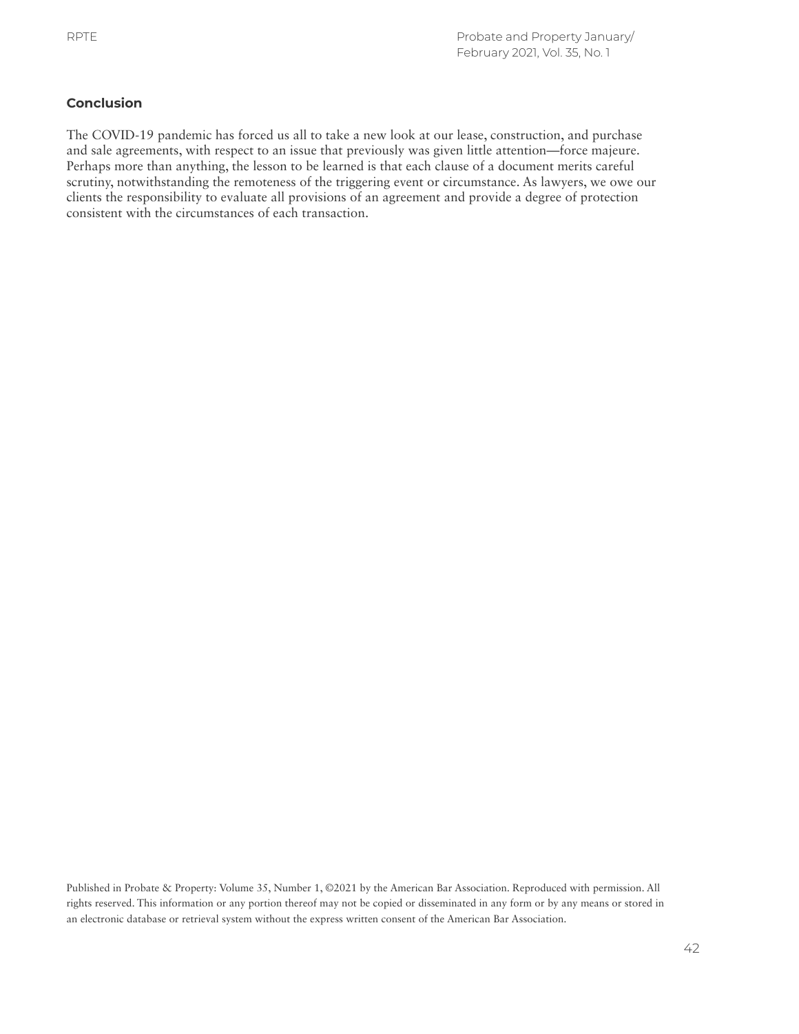## Conclusion

The COVID-19 pandemic has forced us all to take a new look at our lease, construction, and purchase and sale agreements, with respect to an issue that previously was given little attention—force majeure. Perhaps more than anything, the lesson to be learned is that each clause of a document merits careful scrutiny, notwithstanding the remoteness of the triggering event or circumstance. As lawyers, we owe our clients the responsibility to evaluate all provisions of an agreement and provide a degree of protection consistent with the circumstances of each transaction.

Published in Probate & Property: Volume 35, Number 1, ©2021 by the American Bar Association. Reproduced with permission. All rights reserved. This information or any portion thereof may not be copied or disseminated in any form or by any means or stored in an electronic database or retrieval system without the express written consent of the American Bar Association.